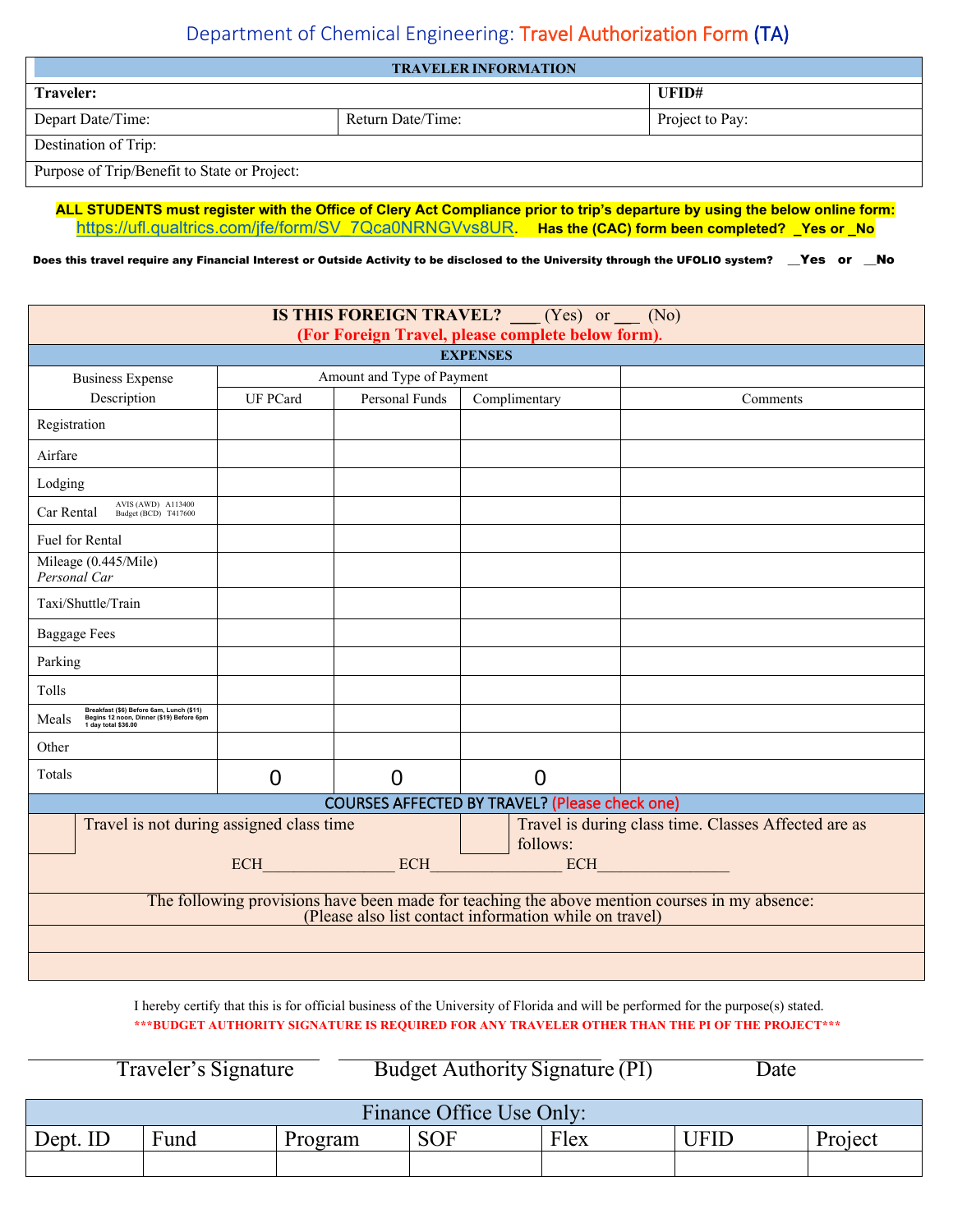# Department of Chemical Engineering: Travel Authorization Form (TA)

| TRAVELER INFORMATION | | |
|---|---|---|
| **Traveler:** | | **UFID#** |
| Depart Date/Time: | Return Date/Time: | Project to Pay: |
| Destination of Trip: | | |
| Purpose of Trip/Benefit to State or Project: | | |

**ALL STUDENTS must register with the Office of Clery Act Compliance prior to trip's departure by using the below online form:** https://ufl.qualtrics.com/jfe/form/SV_7Qca0NRNGVvs8UR. **Has the (CAC) form been completed? _Yes or _No**

**Does this travel require any Financial Interest or Outside Activity to be disclosed to the University through the UFOLIO system? __Yes or __No**

**IS THIS FOREIGN TRAVEL? ___ (Yes) or ___ (No)**
**(For Foreign Travel, please complete below form).**

| EXPENSES | | | | |
|---|---|---|---|---|
| Business Expense Description | Amount and Type of Payment | | | |
| | UF PCard | Personal Funds | Complimentary | Comments |
| Registration | | | | |
| Airfare | | | | |
| Lodging | | | | |
| Car Rental (AVIS (AWD) A113400, Budget (BCD) T417600) | | | | |
| Fuel for Rental | | | | |
| Mileage (0.445/Mile) *Personal Car* | | | | |
| Taxi/Shuttle/Train | | | | |
| Baggage Fees | | | | |
| Parking | | | | |
| Tolls | | | | |
| Meals (Breakfast ($6) Before 6am, Lunch ($11) Begins 12 noon, Dinner ($19) Before 6pm, 1 day total $36.00) | | | | |
| Other | | | | |
| Totals | 0 | 0 | 0 | |

**COURSES AFFECTED BY TRAVEL? (Please check one)**

☐ Travel is not during assigned class time

☐ Travel is during class time. Classes Affected are as follows:

ECH________________ ECH________________ ECH________________

The following provisions have been made for teaching the above mention courses in my absence:
(Please also list contact information while on travel)

I hereby certify that this is for official business of the University of Florida and will be performed for the purpose(s) stated.

*****BUDGET AUTHORITY SIGNATURE IS REQUIRED FOR ANY TRAVELER OTHER THAN THE PI OF THE PROJECT*****

Traveler's Signature ____________________ Budget Authority Signature (PI) ____________________ Date ____________

| Finance Office Use Only: | | | | | | |
|---|---|---|---|---|---|---|
| Dept. ID | Fund | Program | SOF | Flex | UFID | Project |
| | | | | | | |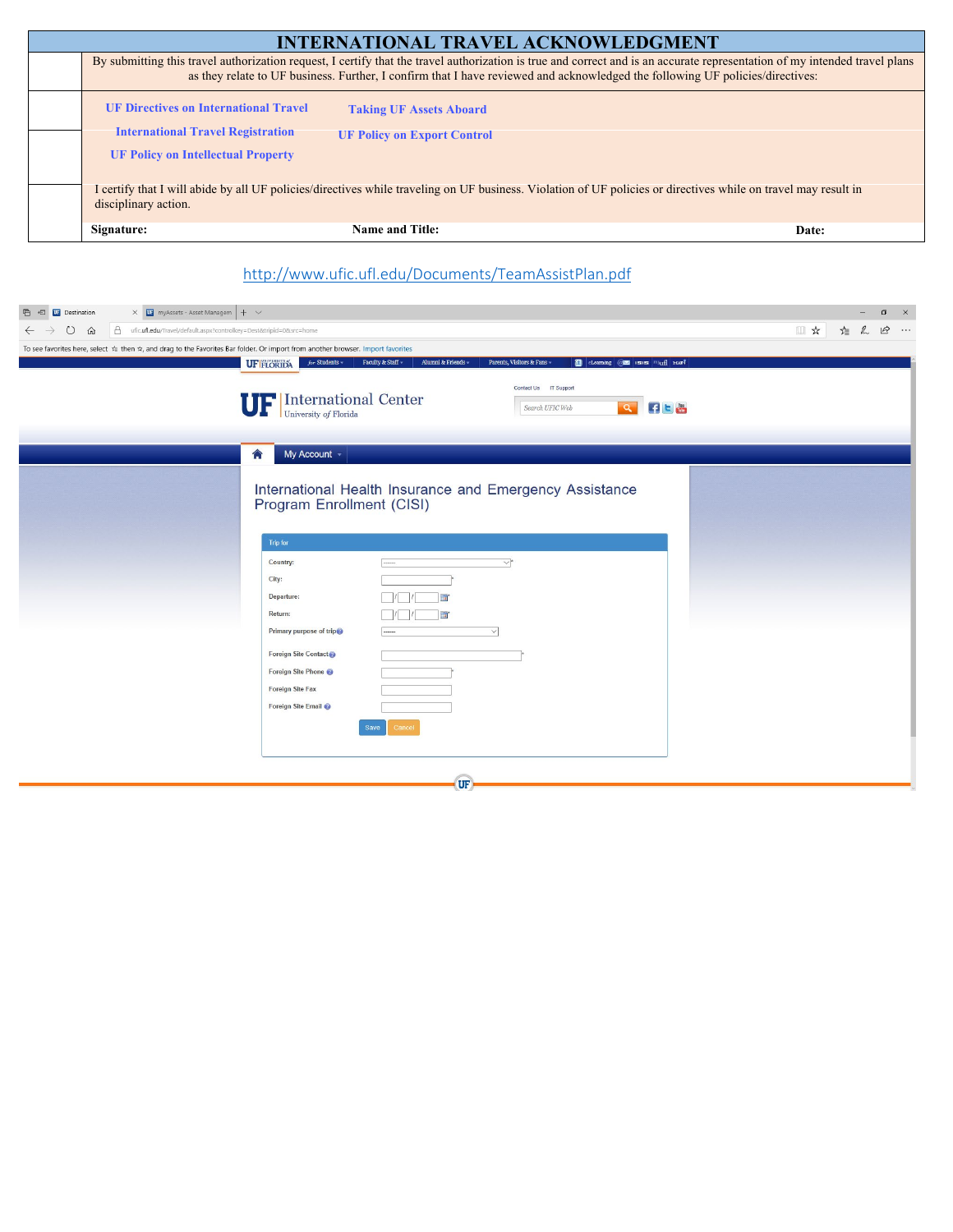## INTERNATIONAL TRAVEL ACKNOWLEDGMENT

| | |
|---|---|
| | By submitting this travel authorization request, I certify that the travel authorization is true and correct and is an accurate representation of my intended travel plans as they relate to UF business. Further, I confirm that I have reviewed and acknowledged the following UF policies/directives: |
| | UF Directives on International Travel · Taking UF Assets Aboard |
| | International Travel Registration · UF Policy on Export Control · UF Policy on Intellectual Property |
| | I certify that I will abide by all UF policies/directives while traveling on UF business. Violation of UF policies or directives while on travel may result in disciplinary action. |
| | **Signature:** **Name and Title:** **Date:** |

http://www.ufic.ufl.edu/Documents/TeamAssistPlan.pdf

ufic.ufl.edu/Travel/default.aspx?controlkey=Dest&tripid=0&src=home

UF International Center
University of Florida

My Account

International Health Insurance and Emergency Assistance Program Enrollment (CISI)

Trip for

Country:

City:

Departure:

Return:

Primary purpose of trip

Foreign Site Contact

Foreign Site Phone

Foreign Site Fax

Foreign Site Email

Save Cancel